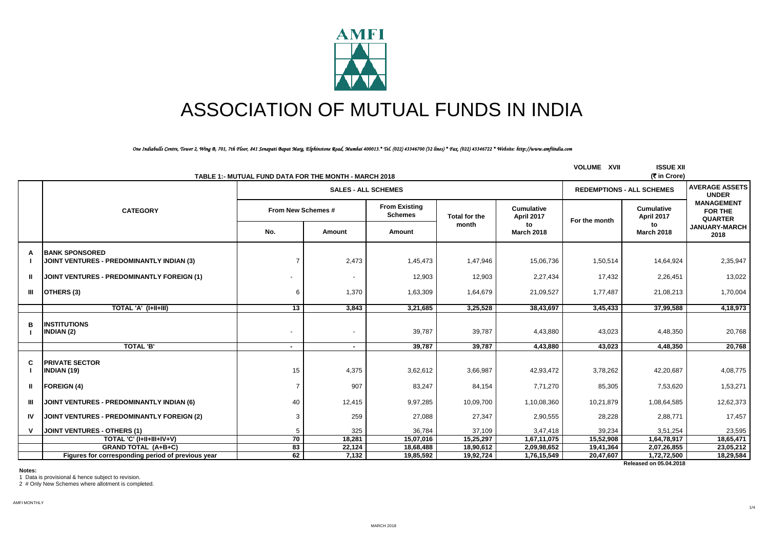# ASSOCIATION OF MUTUAL FUNDS IN INDIA

*One Indiabulls Centre, Tower 2, Wing B, 701, 7th Floor, 841 Senapati Bapat Marg, Elphinstone Road, Mumbai 400013.\* Tel. (022) 43346700 (32 lines) \* Fax. (022) 43346722 \* Website: http://www.amfiindia.com*

VOLUME XVII ISSUE XII

## TABLE 1:- MUTUAL FUND DATA FOR THE MONTH - MARCH 2018

(₹ in Crore)

| | CATEGORY | SALES - ALL SCHEMES | | | | | REDEMPTIONS - ALL SCHEMES | | AVERAGE ASSETS UNDER MANAGEMENT FOR THE QUARTER JANUARY-MARCH 2018 |
|---|---|---|---|---|---|---|---|---|---|
| | | From New Schemes # | | From Existing Schemes | Total for the month | Cumulative April 2017 to March 2018 | For the month | Cumulative April 2017 to March 2018 | |
| | | No. | Amount | Amount | | | | | |
| A | BANK SPONSORED | | | | | | | | |
| I | JOINT VENTURES - PREDOMINANTLY INDIAN (3) | 7 | 2,473 | 1,45,473 | 1,47,946 | 15,06,736 | 1,50,514 | 14,64,924 | 2,35,947 |
| II | JOINT VENTURES - PREDOMINANTLY FOREIGN (1) | - | - | 12,903 | 12,903 | 2,27,434 | 17,432 | 2,26,451 | 13,022 |
| III | OTHERS (3) | 6 | 1,370 | 1,63,309 | 1,64,679 | 21,09,527 | 1,77,487 | 21,08,213 | 1,70,004 |
| | TOTAL 'A' (I+II+III) | 13 | 3,843 | 3,21,685 | 3,25,528 | 38,43,697 | 3,45,433 | 37,99,588 | 4,18,973 |
| B | INSTITUTIONS | | | | | | | | |
| I | INDIAN (2) | - | - | 39,787 | 39,787 | 4,43,880 | 43,023 | 4,48,350 | 20,768 |
| | TOTAL 'B' | - | - | 39,787 | 39,787 | 4,43,880 | 43,023 | 4,48,350 | 20,768 |
| C | PRIVATE SECTOR | | | | | | | | |
| I | INDIAN (19) | 15 | 4,375 | 3,62,612 | 3,66,987 | 42,93,472 | 3,78,262 | 42,20,687 | 4,08,775 |
| II | FOREIGN (4) | 7 | 907 | 83,247 | 84,154 | 7,71,270 | 85,305 | 7,53,620 | 1,53,271 |
| III | JOINT VENTURES - PREDOMINANTLY INDIAN (6) | 40 | 12,415 | 9,97,285 | 10,09,700 | 1,10,08,360 | 10,21,879 | 1,08,64,585 | 12,62,373 |
| IV | JOINT VENTURES - PREDOMINANTLY FOREIGN (2) | 3 | 259 | 27,088 | 27,347 | 2,90,555 | 28,228 | 2,88,771 | 17,457 |
| V | JOINT VENTURES - OTHERS (1) | 5 | 325 | 36,784 | 37,109 | 3,47,418 | 39,234 | 3,51,254 | 23,595 |
| | TOTAL 'C' (I+II+III+IV+V) | 70 | 18,281 | 15,07,016 | 15,25,297 | 1,67,11,075 | 15,52,908 | 1,64,78,917 | 18,65,471 |
| | GRAND TOTAL (A+B+C) | 83 | 22,124 | 18,68,488 | 18,90,612 | 2,09,98,652 | 19,41,364 | 2,07,26,855 | 23,05,212 |
| | Figures for corresponding period of previous year | 62 | 7,132 | 19,85,592 | 19,92,724 | 1,76,15,549 | 20,47,607 | 1,72,72,500 | 18,29,584 |

Released on 05.04.2018

**Notes:**

1 Data is provisional & hence subject to revision.

2 # Only New Schemes where allotment is completed.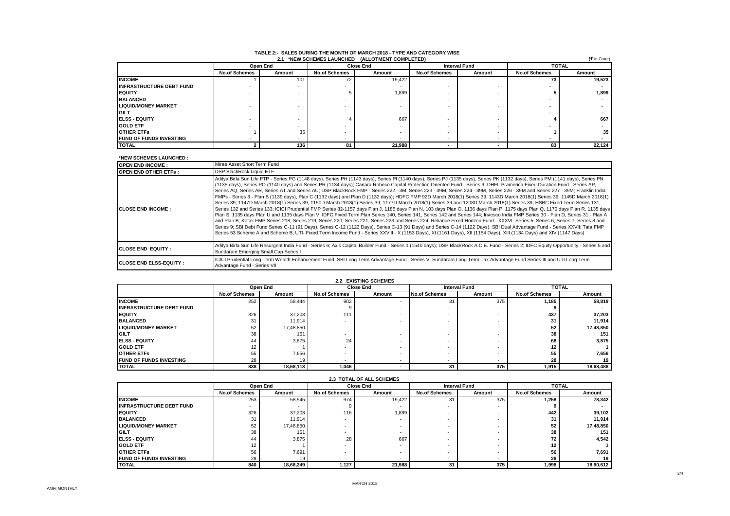## TABLE 2:- SALES DURING THE MONTH OF MARCH 2018 - TYPE AND CATEGORY WISE

### 2.1 *NEW SCHEMES LAUNCHED (ALLOTMENT COMPLETED)

(₹ in Crore)

| | Open End | | Close End | | Interval Fund | | TOTAL | |
|---|---|---|---|---|---|---|---|---|
| | No.of Schemes | Amount | No.of Schemes | Amount | No.of Schemes | Amount | No.of Schemes | Amount |
| **INCOME** | 1 | 101 | 72 | 19,422 | - | - | 73 | 19,523 |
| **INFRASTRUCTURE DEBT FUND** | - | - | - | - | - | - | - | - |
| **EQUITY** | - | - | 5 | 1,899 | - | - | 5 | 1,899 |
| **BALANCED** | - | - | - | - | - | - | - | - |
| **LIQUID/MONEY MARKET** | - | - | - | - | - | - | - | - |
| **GILT** | - | - | - | - | - | - | - | - |
| **ELSS - EQUITY** | - | - | 4 | 667 | - | - | 4 | 667 |
| **GOLD ETF** | - | - | - | - | - | - | - | - |
| **OTHER ETFs** | 1 | 35 | - | - | - | - | 1 | 35 |
| **FUND OF FUNDS INVESTING** | - | - | - | - | - | - | - | - |
| **TOTAL** | 2 | 136 | 81 | 21,988 | - | - | 83 | 22,124 |

**\*NEW SCHEMES LAUNCHED :**

| | |
|---|---|
| **OPEN END INCOME :** | Mirae Asset Short Term Fund |
| **OPEN END OTHER ETFs :** | DSP BlackRock Liquid ETF |
| **CLOSE END INCOME :** | Aditya Birla Sun Life FTP - Series PG (1148 days), Series PH (1143 days), Series PI (1140 days), Series PJ (1135 days), Series PK (1132 days), Series PM (1141 days), Series PN (1135 days), Series PO (1140 days) and Series PR (1134 days); Canara Robeco Capital Protection Oriented Fund - Series 9; DHFL Pramerica Fixed Duration Fund - Series AP, Series AQ, Series AR, Series AT and Series AU; DSP BlackRock FMP - Series 222 - 3M, Series 223 - 39M, Series 224 - 39M, Series 226 - 39M and Series 227 - 39M; Franklin India FMPs - Series 3 - Plan B (1139 days), Plan C (1132 days) and Plan D (1132 days); HDFC FMP 92D March 2018(1) Series 39, 1143D March 2018(1) Series 39, 1145D March 2018(1) Series 39, 1147D March 2018(1) Series 39, 1150D March 2018(1) Series 39, 1177D March 2018(1) Series 39 and 1208D March 2018(1) Series 39; HSBC Fixed Term Series 131, Series 132 and Series 133; ICICI Prudential FMP Series 82-1157 days Plan J, 1185 days Plan N, 103 days Plan O, 1136 days Plan P, 1175 days Plan Q, 1170 days Plan R, 1135 days Plan S, 1135 days Plan U and 1135 days Plan V; IDFC Fixed Term Plan Series 140, Series 141, Series 142 and Series 144; Invesco India FMP Series 30 - Plan D, Series 31 - Plan A and Plan B; Kotak FMP Series 218, Series 219, Series 220, Series 221, Series 223 and Series 224; Reliance Fixed Horizon Fund - XXXVI- Series 5, Series 6, Series 7, Series 8 and Series 9; SBI Debt Fund Series C-11 (91 Days), Series C-12 (1122 Days), Series C-13 (91 Days) and Series C-14 (1122 Days), SBI Dual Advantage Fund - Series XXVII; Tata FMP Series 53 Scheme A and Scheme B; UTI- Fixed Term Income Fund - Series XXVIII - X (1153 Days), XI (1161 Days), XII (1154 Days), XIII (1134 Days) and XIV (1147 Days) |
| **CLOSE END EQUITY :** | Aditya Birla Sun Life Resurgent India Fund - Series 6; Axis Capital Builder Fund - Series 1 (1540 days); DSP BlackRock A.C.E. Fund - Series 2; IDFC Equity Opportunity - Series 5 and Sundaram Emerging Small Cap Series I |
| **CLOSE END ELSS-EQUITY :** | ICICI Prudential Long Term Wealth Enhancement Fund; SBI Long Term Advantage Fund - Series V; Sundaram Long Term Tax Advantage Fund Series III and UTI Long Term Advantage Fund - Series VII |

### 2.2 EXISTING SCHEMES

| | Open End | | Close End | | Interval Fund | | TOTAL | |
|---|---|---|---|---|---|---|---|---|
| | No.of Schemes | Amount | No.of Schemes | Amount | No.of Schemes | Amount | No.of Schemes | Amount |
| **INCOME** | 252 | 58,444 | 902 | - | 31 | 375 | 1,185 | 58,819 |
| **INFRASTRUCTURE DEBT FUND** | - | - | 9 | - | - | - | 9 | - |
| **EQUITY** | 326 | 37,203 | 111 | - | - | - | 437 | 37,203 |
| **BALANCED** | 31 | 11,914 | - | - | - | - | 31 | 11,914 |
| **LIQUID/MONEY MARKET** | 52 | 17,48,850 | - | - | - | - | 52 | 17,48,850 |
| **GILT** | 38 | 151 | - | - | - | - | 38 | 151 |
| **ELSS - EQUITY** | 44 | 3,875 | 24 | - | - | - | 68 | 3,875 |
| **GOLD ETF** | 12 | 1 | - | - | - | - | 12 | 1 |
| **OTHER ETFs** | 55 | 7,656 | - | - | - | - | 55 | 7,656 |
| **FUND OF FUNDS INVESTING** | 28 | 19 | - | - | - | - | 28 | 19 |
| **TOTAL** | 838 | 18,68,113 | 1,046 | - | 31 | 375 | 1,915 | 18,68,488 |

### 2.3 TOTAL OF ALL SCHEMES

| | Open End | | Close End | | Interval Fund | | TOTAL | |
|---|---|---|---|---|---|---|---|---|
| | No.of Schemes | Amount | No.of Schemes | Amount | No.of Schemes | Amount | No.of Schemes | Amount |
| **INCOME** | 253 | 58,545 | 974 | 19,422 | 31 | 375 | 1,258 | 78,342 |
| **INFRASTRUCTURE DEBT FUND** | - | - | 9 | - | - | - | 9 | - |
| **EQUITY** | 326 | 37,203 | 116 | 1,899 | - | - | 442 | 39,102 |
| **BALANCED** | 31 | 11,914 | - | - | - | - | 31 | 11,914 |
| **LIQUID/MONEY MARKET** | 52 | 17,48,850 | - | - | - | - | 52 | 17,48,850 |
| **GILT** | 38 | 151 | - | - | - | - | 38 | 151 |
| **ELSS - EQUITY** | 44 | 3,875 | 28 | 667 | - | - | 72 | 4,542 |
| **GOLD ETF** | 12 | 1 | - | - | - | - | 12 | 1 |
| **OTHER ETFs** | 56 | 7,691 | - | - | - | - | 56 | 7,691 |
| **FUND OF FUNDS INVESTING** | 28 | 19 | - | - | - | - | 28 | 19 |
| **TOTAL** | 840 | 18,68,249 | 1,127 | 21,988 | 31 | 375 | 1,998 | 18,90,612 |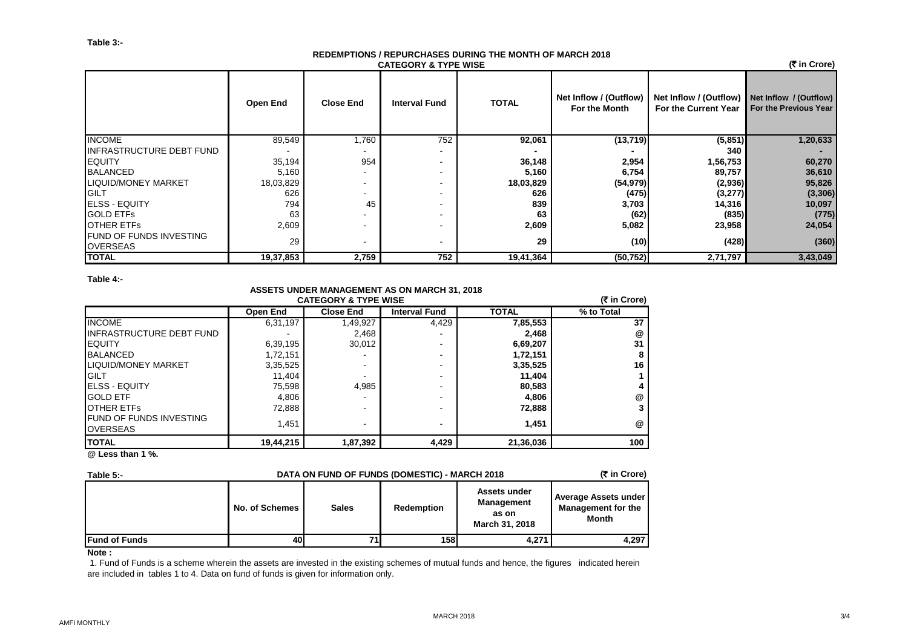**Table 3:-**

**REDEMPTIONS / REPURCHASES DURING THE MONTH OF MARCH 2018**

**CATEGORY & TYPE WISE**

(₹ in Crore)

| | Open End | Close End | Interval Fund | TOTAL | Net Inflow / (Outflow) For the Month | Net Inflow / (Outflow) For the Current Year | Net Inflow / (Outflow) For the Previous Year |
|---|---|---|---|---|---|---|---|
| INCOME | 89,549 | 1,760 | 752 | **92,061** | **(13,719)** | **(5,851)** | **1,20,633** |
| INFRASTRUCTURE DEBT FUND | - | - | - | **-** | **-** | **340** | **-** |
| EQUITY | 35,194 | 954 | - | **36,148** | **2,954** | **1,56,753** | **60,270** |
| BALANCED | 5,160 | - | - | **5,160** | **6,754** | **89,757** | **36,610** |
| LIQUID/MONEY MARKET | 18,03,829 | - | - | **18,03,829** | **(54,979)** | **(2,936)** | **95,826** |
| GILT | 626 | - | - | **626** | **(475)** | **(3,277)** | **(3,306)** |
| ELSS - EQUITY | 794 | 45 | - | **839** | **3,703** | **14,316** | **10,097** |
| GOLD ETFs | 63 | - | - | **63** | **(62)** | **(835)** | **(775)** |
| OTHER ETFs | 2,609 | - | - | **2,609** | **5,082** | **23,958** | **24,054** |
| FUND OF FUNDS INVESTING OVERSEAS | 29 | - | - | **29** | **(10)** | **(428)** | **(360)** |
| **TOTAL** | **19,37,853** | **2,759** | **752** | **19,41,364** | **(50,752)** | **2,71,797** | **3,43,049** |

**Table 4:-**

**ASSETS UNDER MANAGEMENT AS ON MARCH 31, 2018**

**CATEGORY & TYPE WISE**

(₹ in Crore)

| | Open End | Close End | Interval Fund | TOTAL | % to Total |
|---|---|---|---|---|---|
| INCOME | 6,31,197 | 1,49,927 | 4,429 | **7,85,553** | **37** |
| INFRASTRUCTURE DEBT FUND | - | 2,468 | - | **2,468** | **@** |
| EQUITY | 6,39,195 | 30,012 | - | **6,69,207** | **31** |
| BALANCED | 1,72,151 | - | - | **1,72,151** | **8** |
| LIQUID/MONEY MARKET | 3,35,525 | - | - | **3,35,525** | **16** |
| GILT | 11,404 | - | - | **11,404** | **1** |
| ELSS - EQUITY | 75,598 | 4,985 | - | **80,583** | **4** |
| GOLD ETF | 4,806 | - | - | **4,806** | **@** |
| OTHER ETFs | 72,888 | - | - | **72,888** | **3** |
| FUND OF FUNDS INVESTING OVERSEAS | 1,451 | - | - | **1,451** | **@** |
| **TOTAL** | **19,44,215** | **1,87,392** | **4,429** | **21,36,036** | **100** |

**@ Less than 1 %.**

**Table 5:-**

**DATA ON FUND OF FUNDS (DOMESTIC) - MARCH 2018**

(₹ in Crore)

| | No. of Schemes | Sales | Redemption | Assets under Management as on March 31, 2018 | Average Assets under Management for the Month |
|---|---|---|---|---|---|
| **Fund of Funds** | **40** | **71** | **158** | **4,271** | **4,297** |

**Note :**

1. Fund of Funds is a scheme wherein the assets are invested in the existing schemes of mutual funds and hence, the figures indicated herein are included in tables 1 to 4. Data on fund of funds is given for information only.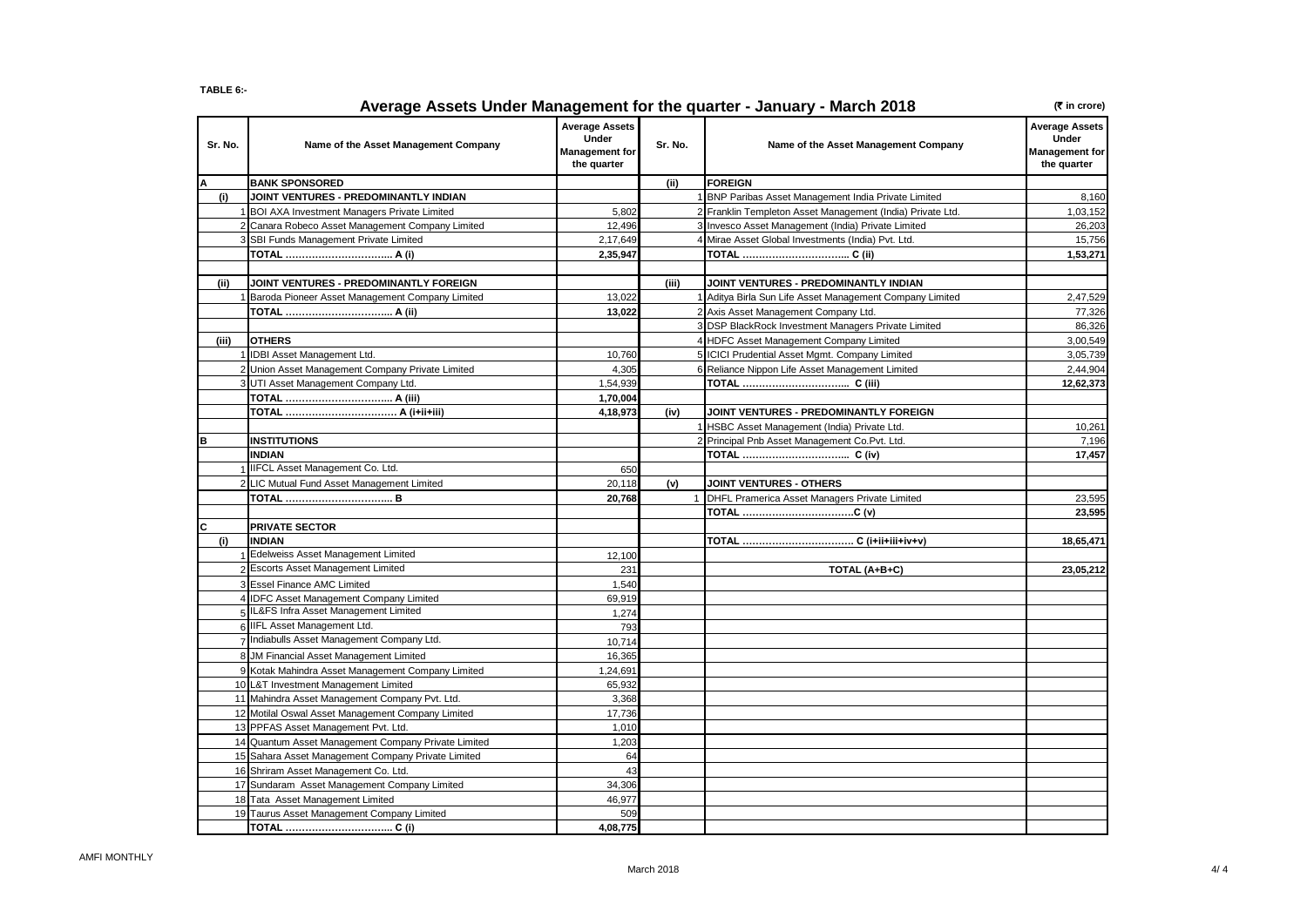**TABLE 6:-**

## Average Assets Under Management for the quarter - January - March 2018

(₹ in crore)

| Sr. No. | Name of the Asset Management Company | Average Assets Under Management for the quarter | Sr. No. | Name of the Asset Management Company | Average Assets Under Management for the quarter |
|---|---|---|---|---|---|
| A | **BANK SPONSORED** | | (ii) | **FOREIGN** | |
| (i) | **JOINT VENTURES - PREDOMINANTLY INDIAN** | | 1 | BNP Paribas Asset Management India Private Limited | 8,160 |
| 1 | BOI AXA Investment Managers Private Limited | 5,802 | 2 | Franklin Templeton Asset Management (India) Private Ltd. | 1,03,152 |
| 2 | Canara Robeco Asset Management Company Limited | 12,496 | 3 | Invesco Asset Management (India) Private Limited | 26,203 |
| 3 | SBI Funds Management Private Limited | 2,17,649 | 4 | Mirae Asset Global Investments (India) Pvt. Ltd. | 15,756 |
| | **TOTAL ………………………….. A (i)** | **2,35,947** | | **TOTAL ………………………….. C (ii)** | **1,53,271** |
| | | | | | |
| (ii) | **JOINT VENTURES - PREDOMINANTLY FOREIGN** | | (iii) | **JOINT VENTURES - PREDOMINANTLY INDIAN** | |
| 1 | Baroda Pioneer Asset Management Company Limited | 13,022 | 1 | Aditya Birla Sun Life Asset Management Company Limited | 2,47,529 |
| | **TOTAL ………………………….. A (ii)** | **13,022** | 2 | Axis Asset Management Company Ltd. | 77,326 |
| | | | 3 | DSP BlackRock Investment Managers Private Limited | 86,326 |
| (iii) | **OTHERS** | | 4 | HDFC Asset Management Company Limited | 3,00,549 |
| 1 | IDBI Asset Management Ltd. | 10,760 | 5 | ICICI Prudential Asset Mgmt. Company Limited | 3,05,739 |
| 2 | Union Asset Management Company Private Limited | 4,305 | 6 | Reliance Nippon Life Asset Management Limited | 2,44,904 |
| 3 | UTI Asset Management Company Ltd. | 1,54,939 | | **TOTAL ………………………….. C (iii)** | **12,62,373** |
| | **TOTAL ………………………….. A (iii)** | **1,70,004** | | | |
| | **TOTAL ………………………….. A (i+ii+iii)** | **4,18,973** | (iv) | **JOINT VENTURES - PREDOMINANTLY FOREIGN** | |
| | | | 1 | HSBC Asset Management (India) Private Ltd. | 10,261 |
| B | **INSTITUTIONS** | | 2 | Principal Pnb Asset Management Co.Pvt. Ltd. | 7,196 |
| | **INDIAN** | | | **TOTAL ………………………….. C (iv)** | **17,457** |
| 1 | IIFCL Asset Management Co. Ltd. | 650 | | | |
| 2 | LIC Mutual Fund Asset Management Limited | 20,118 | (v) | **JOINT VENTURES - OTHERS** | |
| | **TOTAL ………………………….. B** | **20,768** | 1 | DHFL Pramerica Asset Managers Private Limited | 23,595 |
| | | | | **TOTAL ………………………….. C (v)** | **23,595** |
| C | **PRIVATE SECTOR** | | | | |
| (i) | **INDIAN** | | | **TOTAL ………………………….. C (i+ii+iii+iv+v)** | **18,65,471** |
| 1 | Edelweiss Asset Management Limited | 12,100 | | | |
| 2 | Escorts Asset Management Limited | 231 | | **TOTAL (A+B+C)** | **23,05,212** |
| 3 | Essel Finance AMC Limited | 1,540 | | | |
| 4 | IDFC Asset Management Company Limited | 69,919 | | | |
| 5 | IL&FS Infra Asset Management Limited | 1,274 | | | |
| 6 | IIFL Asset Management Ltd. | 793 | | | |
| 7 | Indiabulls Asset Management Company Ltd. | 10,714 | | | |
| 8 | JM Financial Asset Management Limited | 16,365 | | | |
| 9 | Kotak Mahindra Asset Management Company Limited | 1,24,691 | | | |
| 10 | L&T Investment Management Limited | 65,932 | | | |
| 11 | Mahindra Asset Management Company Pvt. Ltd. | 3,368 | | | |
| 12 | Motilal Oswal Asset Management Company Limited | 17,736 | | | |
| 13 | PPFAS Asset Management Pvt. Ltd. | 1,010 | | | |
| 14 | Quantum Asset Management Company Private Limited | 1,203 | | | |
| 15 | Sahara Asset Management Company Private Limited | 64 | | | |
| 16 | Shriram Asset Management Co. Ltd. | 43 | | | |
| 17 | Sundaram Asset Management Company Limited | 34,306 | | | |
| 18 | Tata Asset Management Limited | 46,977 | | | |
| 19 | Taurus Asset Management Company Limited | 509 | | | |
| | **TOTAL ………………………….. C (i)** | **4,08,775** | | | |